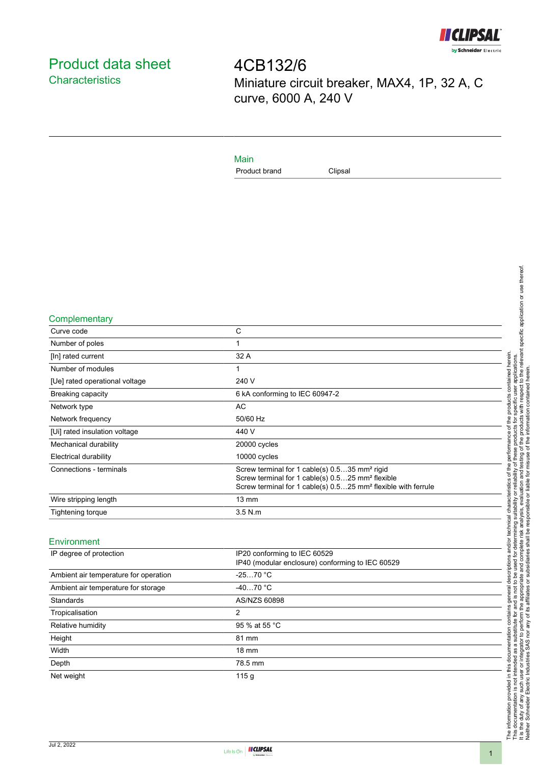# Product data sheet

## Characteristics

# 4CB132/6

Miniature circuit breaker, MAX4, 1P, 32 A, C curve, 6000 A, 240 V

## Main

| | |
|---|---|
| Product brand | Clipsal |

## Complementary

| | |
|---|---|
| Curve code | C |
| Number of poles | 1 |
| [In] rated current | 32 A |
| Number of modules | 1 |
| [Ue] rated operational voltage | 240 V |
| Breaking capacity | 6 kA conforming to IEC 60947-2 |
| Network type | AC |
| Network frequency | 50/60 Hz |
| [Ui] rated insulation voltage | 440 V |
| Mechanical durability | 20000 cycles |
| Electrical durability | 10000 cycles |
| Connections - terminals | Screw terminal for 1 cable(s) 0.5…35 mm² rigid<br>Screw terminal for 1 cable(s) 0.5…25 mm² flexible<br>Screw terminal for 1 cable(s) 0.5…25 mm² flexible with ferrule |
| Wire stripping length | 13 mm |
| Tightening torque | 3.5 N.m |

## Environment

| | |
|---|---|
| IP degree of protection | IP20 conforming to IEC 60529<br>IP40 (modular enclosure) conforming to IEC 60529 |
| Ambient air temperature for operation | -25…70 °C |
| Ambient air temperature for storage | -40…70 °C |
| Standards | AS/NZS 60898 |
| Tropicalisation | 2 |
| Relative humidity | 95 % at 55 °C |
| Height | 81 mm |
| Width | 18 mm |
| Depth | 78.5 mm |
| Net weight | 115 g |

The information provided in this documentation contains general descriptions and/or technical characteristics of the performance of the products contained herein.
This documentation is not intended as a substitute for and is not to be used for determining suitability or reliability of these products for specific user applications.
It is the duty of any such user or integrator to perform the appropriate and complete risk analysis, evaluation and testing of the products with respect to the relevant specific application or use thereof.
Neither Schneider Electric Industries SAS nor any of its affiliates or subsidiaries shall be responsible or liable for misuse of the information contained herein.

Jul 2, 2022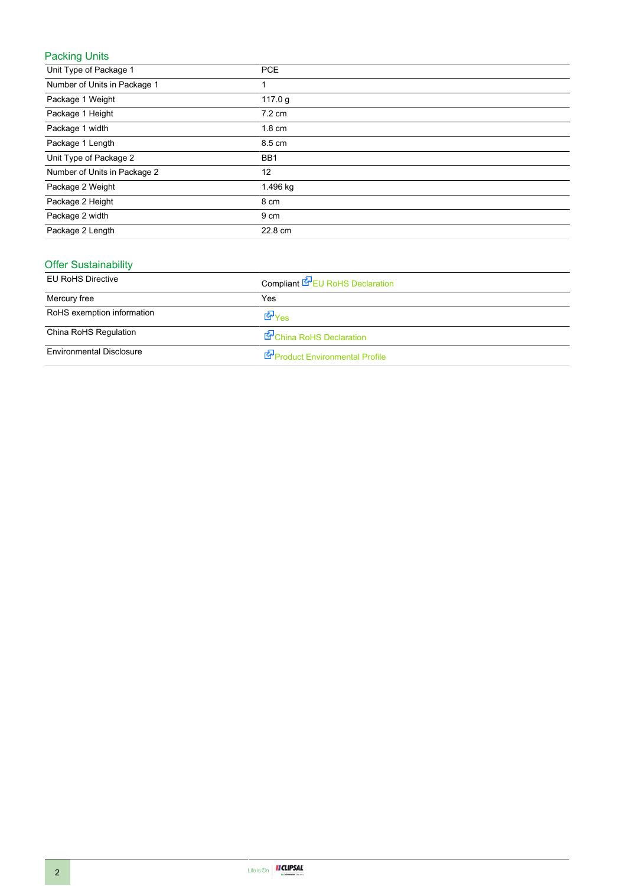## Packing Units

| | |
|---|---|
| Unit Type of Package 1 | PCE |
| Number of Units in Package 1 | 1 |
| Package 1 Weight | 117.0 g |
| Package 1 Height | 7.2 cm |
| Package 1 width | 1.8 cm |
| Package 1 Length | 8.5 cm |
| Unit Type of Package 2 | BB1 |
| Number of Units in Package 2 | 12 |
| Package 2 Weight | 1.496 kg |
| Package 2 Height | 8 cm |
| Package 2 width | 9 cm |
| Package 2 Length | 22.8 cm |

## Offer Sustainability

| | |
|---|---|
| EU RoHS Directive | Compliant EU RoHS Declaration |
| Mercury free | Yes |
| RoHS exemption information | Yes |
| China RoHS Regulation | China RoHS Declaration |
| Environmental Disclosure | Product Environmental Profile |